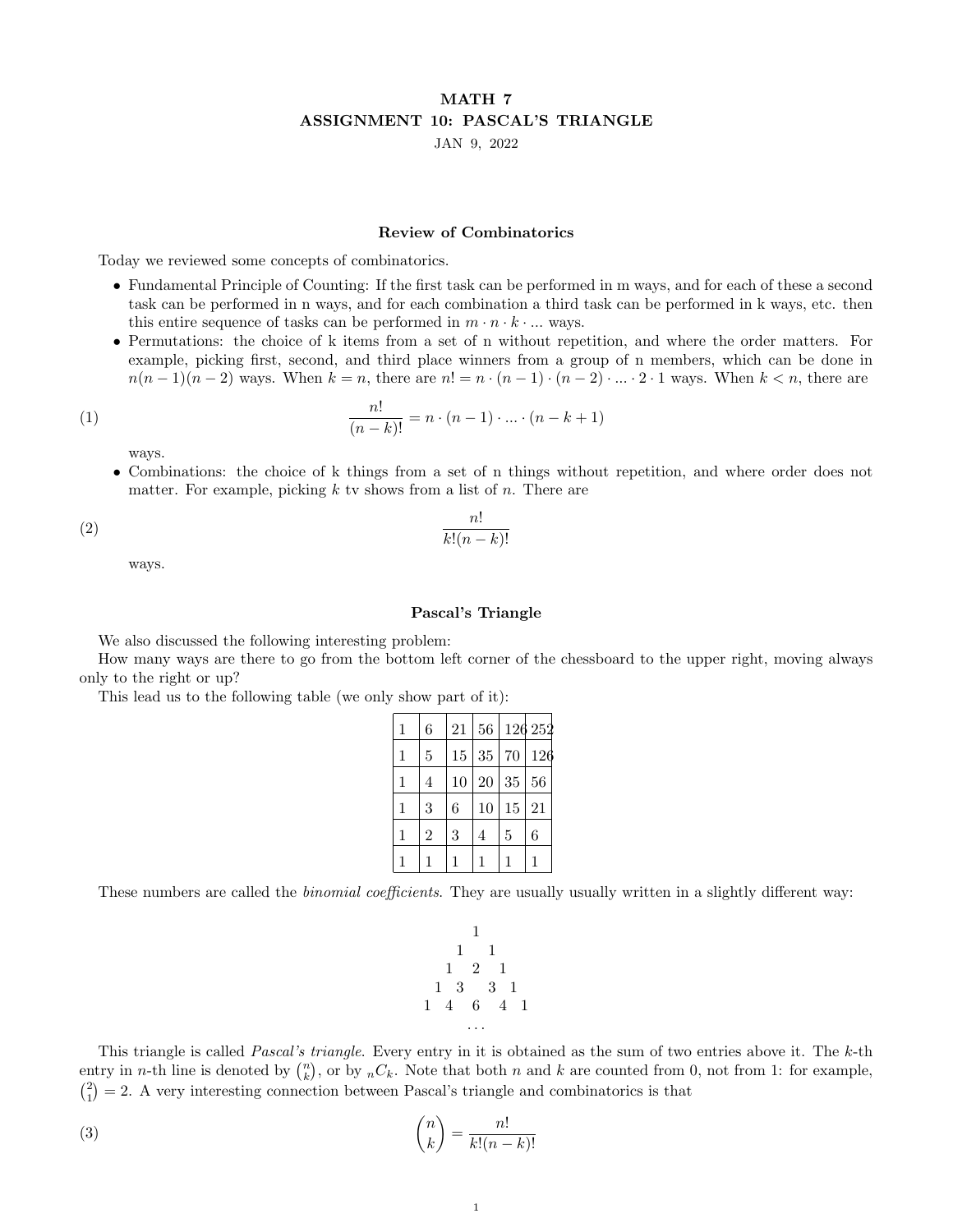# MATH 7
## ASSIGNMENT 10: PASCAL'S TRIANGLE

JAN 9, 2022

### Review of Combinatorics

Today we reviewed some concepts of combinatorics.

- Fundamental Principle of Counting: If the first task can be performed in m ways, and for each of these a second task can be performed in n ways, and for each combination a third task can be performed in k ways, etc. then this entire sequence of tasks can be performed in $m \cdot n \cdot k \cdot ...$ ways.
- Permutations: the choice of k items from a set of n without repetition, and where the order matters. For example, picking first, second, and third place winners from a group of n members, which can be done in $n(n-1)(n-2)$ ways. When $k = n$, there are $n! = n \cdot (n-1) \cdot (n-2) \cdot ... \cdot 2 \cdot 1$ ways. When $k < n$, there are

$$\frac{n!}{(n-k)!} = n \cdot (n-1) \cdot ... \cdot (n-k+1) \tag{1}$$

  ways.
- Combinations: the choice of k things from a set of n things without repetition, and where order does not matter. For example, picking $k$ tv shows from a list of $n$. There are

$$\frac{n!}{k!(n-k)!} \tag{2}$$

  ways.

### Pascal's Triangle

We also discussed the following interesting problem:

How many ways are there to go from the bottom left corner of the chessboard to the upper right, moving always only to the right or up?

This lead us to the following table (we only show part of it):

| | | | | | |
|---|---|---|---|---|---|
| 1 | 6 | 21 | 56 | 126 | 252 |
| 1 | 5 | 15 | 35 | 70 | 126 |
| 1 | 4 | 10 | 20 | 35 | 56 |
| 1 | 3 | 6 | 10 | 15 | 21 |
| 1 | 2 | 3 | 4 | 5 | 6 |
| 1 | 1 | 1 | 1 | 1 | 1 |

These numbers are called the *binomial coefficients*. They are usually usually written in a slightly different way:

```
        1
      1   1
    1   2   1
  1   3   3   1
1   4   6   4   1
       ...
```

This triangle is called *Pascal's triangle*. Every entry in it is obtained as the sum of two entries above it. The $k$-th entry in $n$-th line is denoted by $\binom{n}{k}$, or by ${}_nC_k$. Note that both $n$ and $k$ are counted from 0, not from 1: for example, $\binom{2}{1} = 2$. A very interesting connection between Pascal's triangle and combinatorics is that

$$\binom{n}{k} = \frac{n!}{k!(n-k)!} \tag{3}$$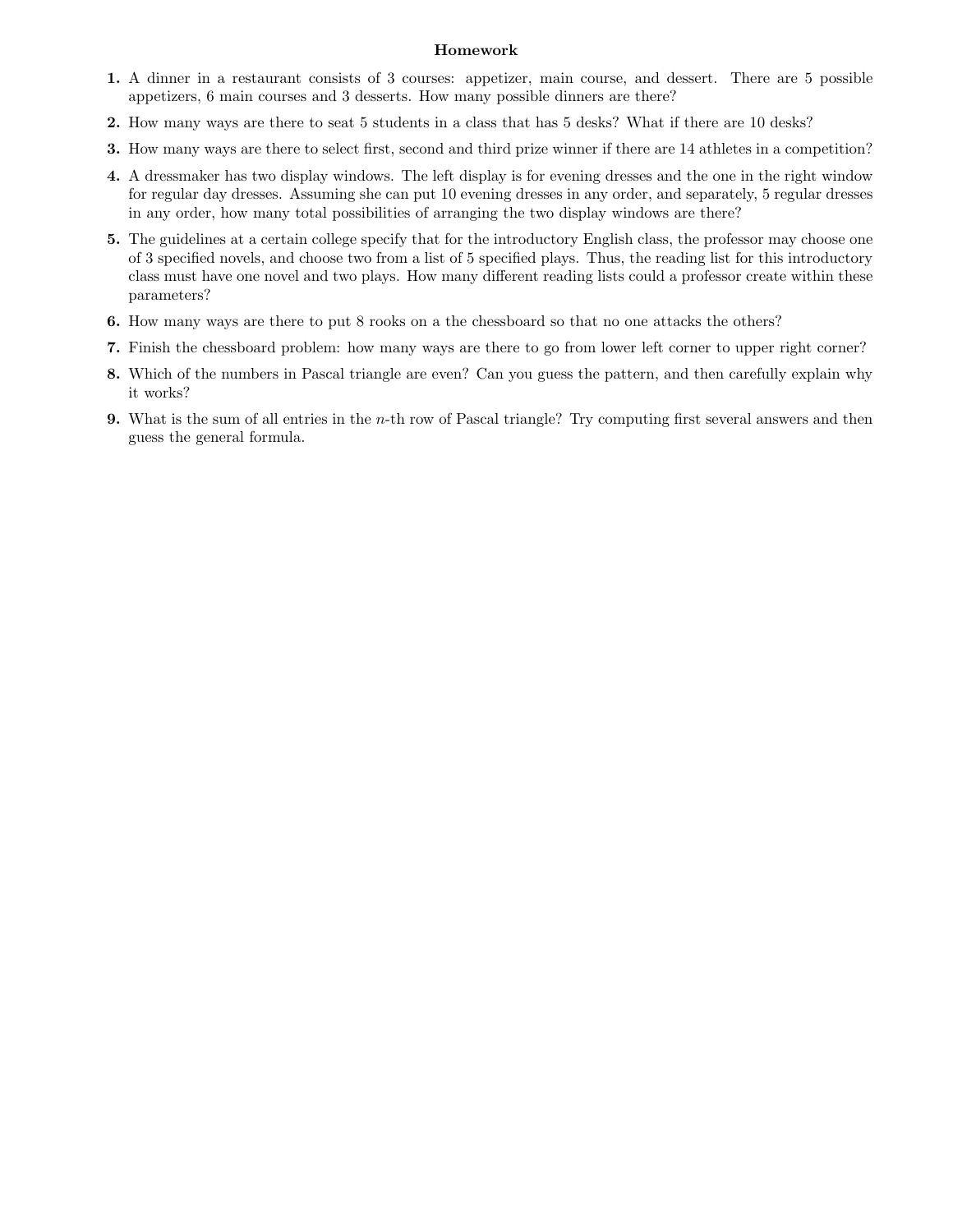## Homework

**1.** A dinner in a restaurant consists of 3 courses: appetizer, main course, and dessert. There are 5 possible appetizers, 6 main courses and 3 desserts. How many possible dinners are there?

**2.** How many ways are there to seat 5 students in a class that has 5 desks? What if there are 10 desks?

**3.** How many ways are there to select first, second and third prize winner if there are 14 athletes in a competition?

**4.** A dressmaker has two display windows. The left display is for evening dresses and the one in the right window for regular day dresses. Assuming she can put 10 evening dresses in any order, and separately, 5 regular dresses in any order, how many total possibilities of arranging the two display windows are there?

**5.** The guidelines at a certain college specify that for the introductory English class, the professor may choose one of 3 specified novels, and choose two from a list of 5 specified plays. Thus, the reading list for this introductory class must have one novel and two plays. How many different reading lists could a professor create within these parameters?

**6.** How many ways are there to put 8 rooks on a the chessboard so that no one attacks the others?

**7.** Finish the chessboard problem: how many ways are there to go from lower left corner to upper right corner?

**8.** Which of the numbers in Pascal triangle are even? Can you guess the pattern, and then carefully explain why it works?

**9.** What is the sum of all entries in the $n$-th row of Pascal triangle? Try computing first several answers and then guess the general formula.